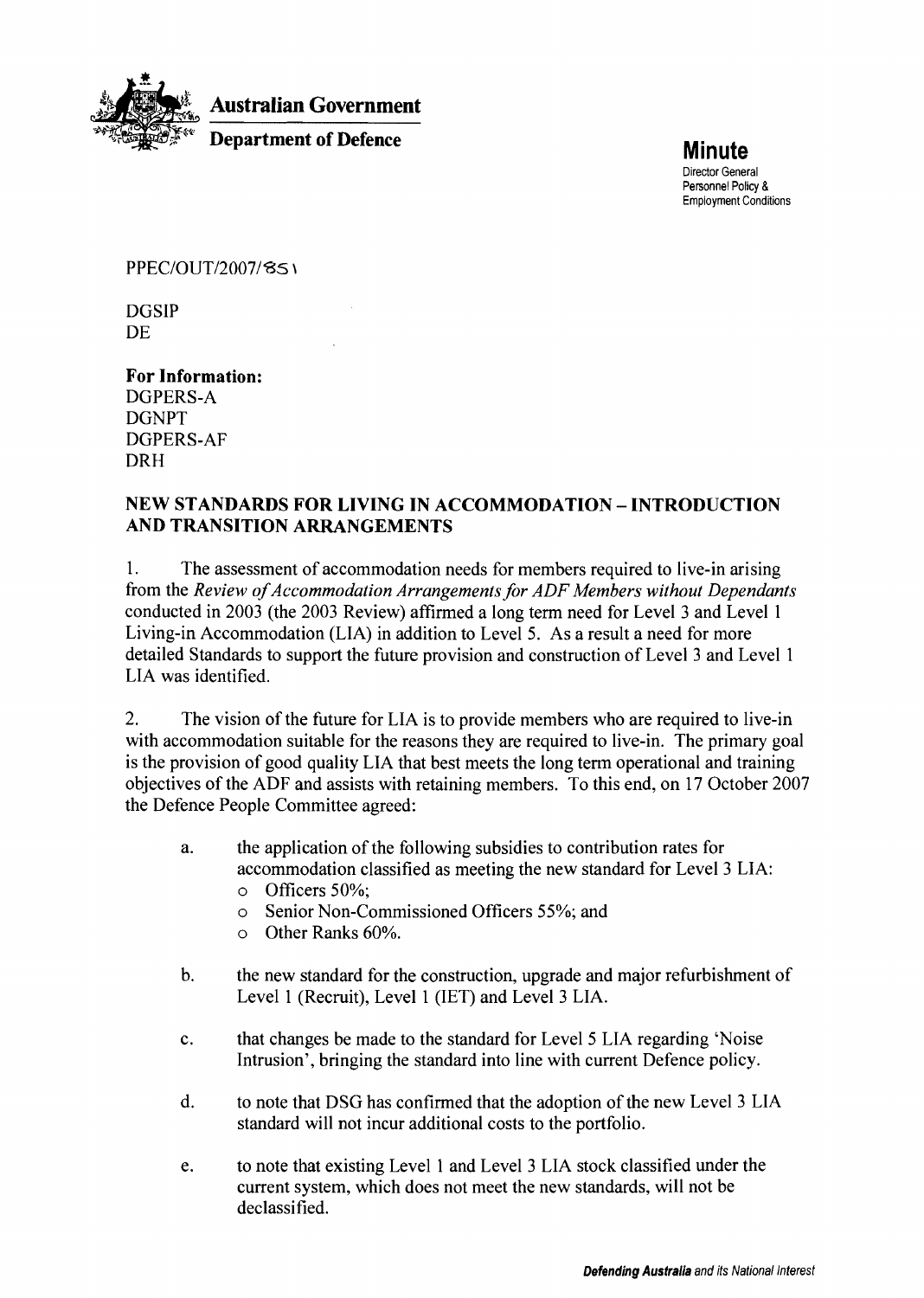**Australian Government**

**Department of Defence**

**Minute**

Director General
Personnel Policy &
Employment Conditions

PPEC/OUT/2007/851

DGSIP
DE

**For Information:**
DGPERS-A
DGNPT
DGPERS-AF
DRH

## NEW STANDARDS FOR LIVING IN ACCOMMODATION – INTRODUCTION AND TRANSITION ARRANGEMENTS

1. The assessment of accommodation needs for members required to live-in arising from the *Review of Accommodation Arrangements for ADF Members without Dependants* conducted in 2003 (the 2003 Review) affirmed a long term need for Level 3 and Level 1 Living-in Accommodation (LIA) in addition to Level 5. As a result a need for more detailed Standards to support the future provision and construction of Level 3 and Level 1 LIA was identified.

2. The vision of the future for LIA is to provide members who are required to live-in with accommodation suitable for the reasons they are required to live-in. The primary goal is the provision of good quality LIA that best meets the long term operational and training objectives of the ADF and assists with retaining members. To this end, on 17 October 2007 the Defence People Committee agreed:

   a. the application of the following subsidies to contribution rates for accommodation classified as meeting the new standard for Level 3 LIA:
      - Officers 50%;
      - Senior Non-Commissioned Officers 55%; and
      - Other Ranks 60%.

   b. the new standard for the construction, upgrade and major refurbishment of Level 1 (Recruit), Level 1 (IET) and Level 3 LIA.

   c. that changes be made to the standard for Level 5 LIA regarding 'Noise Intrusion', bringing the standard into line with current Defence policy.

   d. to note that DSG has confirmed that the adoption of the new Level 3 LIA standard will not incur additional costs to the portfolio.

   e. to note that existing Level 1 and Level 3 LIA stock classified under the current system, which does not meet the new standards, will not be declassified.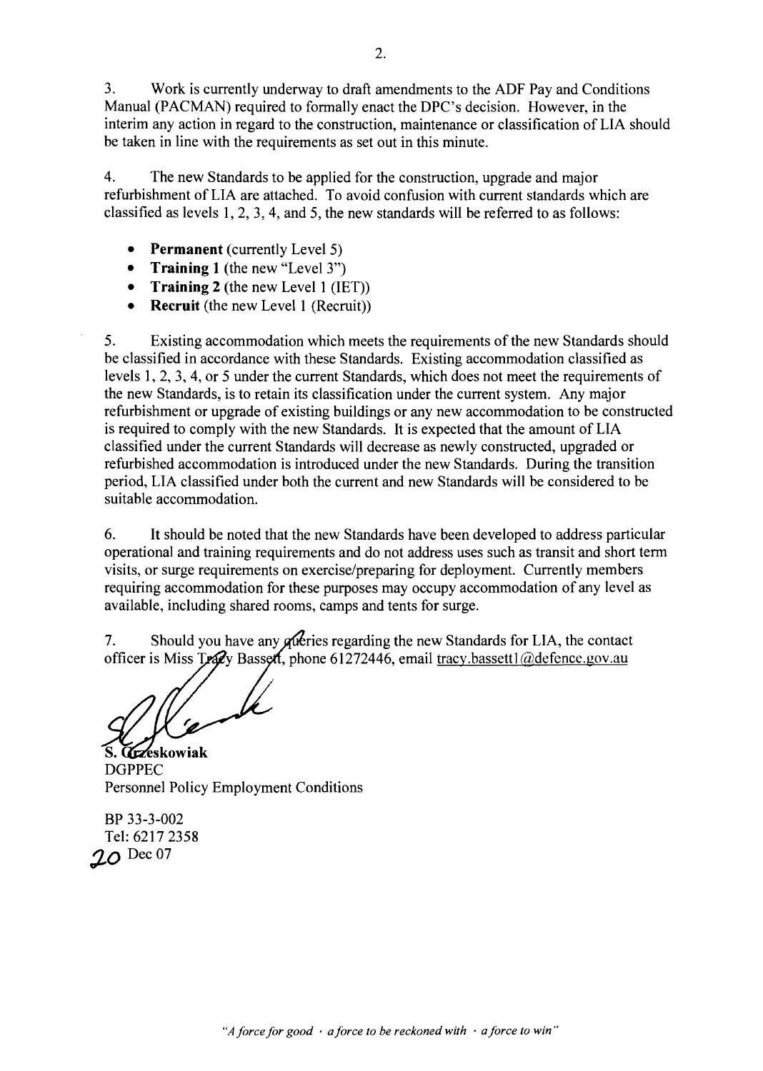3. Work is currently underway to draft amendments to the ADF Pay and Conditions Manual (PACMAN) required to formally enact the DPC's decision. However, in the interim any action in regard to the construction, maintenance or classification of LIA should be taken in line with the requirements as set out in this minute.

4. The new Standards to be applied for the construction, upgrade and major refurbishment of LIA are attached. To avoid confusion with current standards which are classified as levels 1, 2, 3, 4, and 5, the new standards will be referred to as follows:

- **Permanent** (currently Level 5)
- **Training 1** (the new "Level 3")
- **Training 2** (the new Level 1 (IET))
- **Recruit** (the new Level 1 (Recruit))

5. Existing accommodation which meets the requirements of the new Standards should be classified in accordance with these Standards. Existing accommodation classified as levels 1, 2, 3, 4, or 5 under the current Standards, which does not meet the requirements of the new Standards, is to retain its classification under the current system. Any major refurbishment or upgrade of existing buildings or any new accommodation to be constructed is required to comply with the new Standards. It is expected that the amount of LIA classified under the current Standards will decrease as newly constructed, upgraded or refurbished accommodation is introduced under the new Standards. During the transition period, LIA classified under both the current and new Standards will be considered to be suitable accommodation.

6. It should be noted that the new Standards have been developed to address particular operational and training requirements and do not address uses such as transit and short term visits, or surge requirements on exercise/preparing for deployment. Currently members requiring accommodation for these purposes may occupy accommodation of any level as available, including shared rooms, camps and tents for surge.

7. Should you have any queries regarding the new Standards for LIA, the contact officer is Miss Tracy Bassett, phone 61272446, email tracy.bassett1@defence.gov.au

**S. Grzeskowiak**
DGPPEC
Personnel Policy Employment Conditions

BP 33-3-002
Tel: 6217 2358
20 Dec 07

*"A force for good · a force to be reckoned with · a force to win"*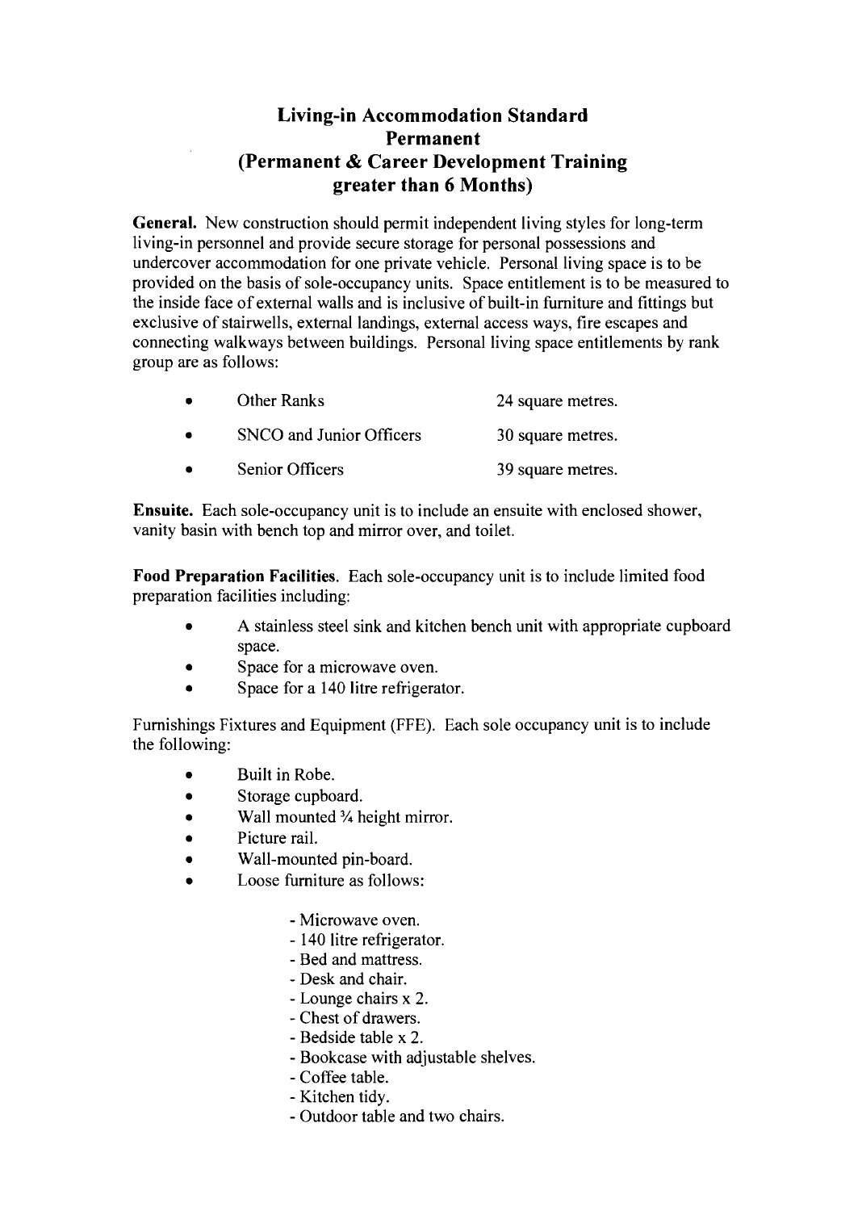# Living-in Accommodation Standard
## Permanent
## (Permanent & Career Development Training greater than 6 Months)

**General.** New construction should permit independent living styles for long-term living-in personnel and provide secure storage for personal possessions and undercover accommodation for one private vehicle. Personal living space is to be provided on the basis of sole-occupancy units. Space entitlement is to be measured to the inside face of external walls and is inclusive of built-in furniture and fittings but exclusive of stairwells, external landings, external access ways, fire escapes and connecting walkways between buildings. Personal living space entitlements by rank group are as follows:

- Other Ranks — 24 square metres.
- SNCO and Junior Officers — 30 square metres.
- Senior Officers — 39 square metres.

**Ensuite.** Each sole-occupancy unit is to include an ensuite with enclosed shower, vanity basin with bench top and mirror over, and toilet.

**Food Preparation Facilities.** Each sole-occupancy unit is to include limited food preparation facilities including:

- A stainless steel sink and kitchen bench unit with appropriate cupboard space.
- Space for a microwave oven.
- Space for a 140 litre refrigerator.

Furnishings Fixtures and Equipment (FFE). Each sole occupancy unit is to include the following:

- Built in Robe.
- Storage cupboard.
- Wall mounted ¾ height mirror.
- Picture rail.
- Wall-mounted pin-board.
- Loose furniture as follows:
  - Microwave oven.
  - 140 litre refrigerator.
  - Bed and mattress.
  - Desk and chair.
  - Lounge chairs x 2.
  - Chest of drawers.
  - Bedside table x 2.
  - Bookcase with adjustable shelves.
  - Coffee table.
  - Kitchen tidy.
  - Outdoor table and two chairs.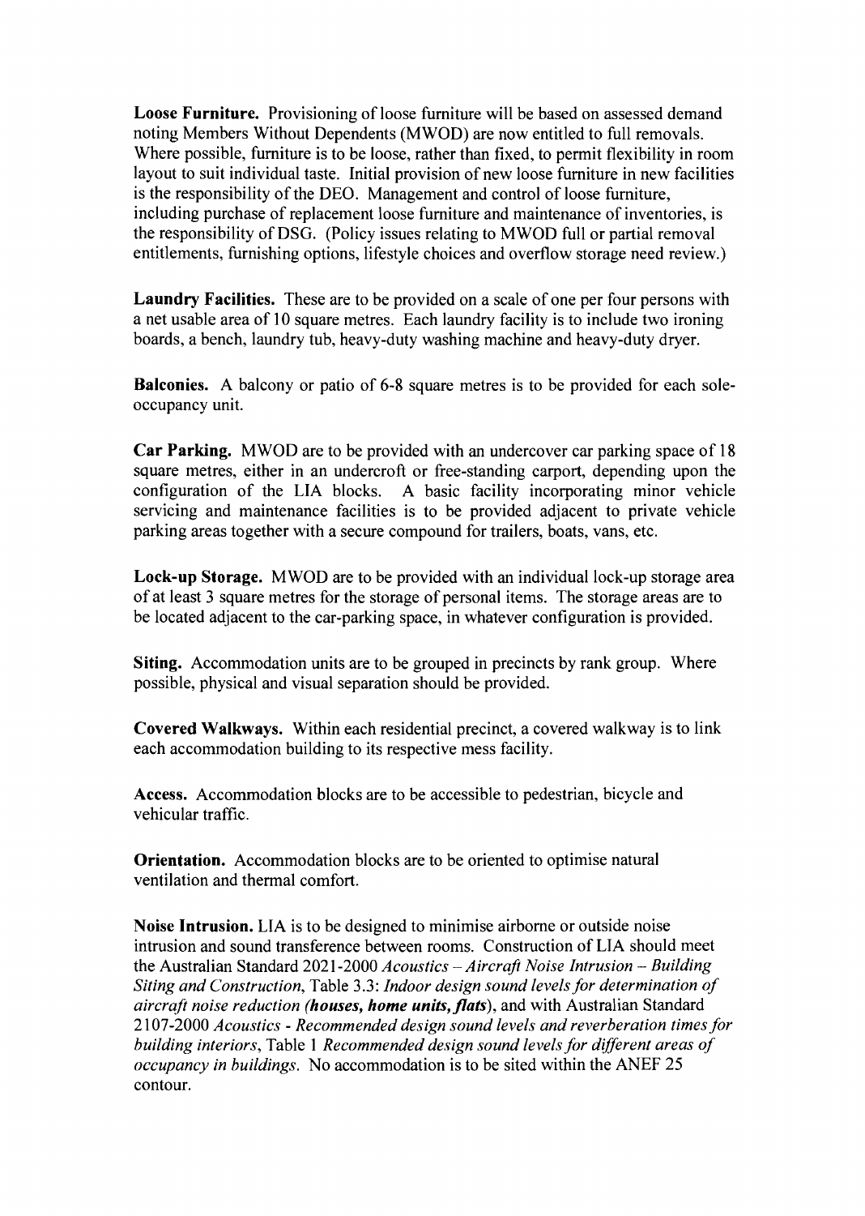**Loose Furniture.** Provisioning of loose furniture will be based on assessed demand noting Members Without Dependents (MWOD) are now entitled to full removals. Where possible, furniture is to be loose, rather than fixed, to permit flexibility in room layout to suit individual taste. Initial provision of new loose furniture in new facilities is the responsibility of the DEO. Management and control of loose furniture, including purchase of replacement loose furniture and maintenance of inventories, is the responsibility of DSG. (Policy issues relating to MWOD full or partial removal entitlements, furnishing options, lifestyle choices and overflow storage need review.)

**Laundry Facilities.** These are to be provided on a scale of one per four persons with a net usable area of 10 square metres. Each laundry facility is to include two ironing boards, a bench, laundry tub, heavy-duty washing machine and heavy-duty dryer.

**Balconies.** A balcony or patio of 6-8 square metres is to be provided for each sole-occupancy unit.

**Car Parking.** MWOD are to be provided with an undercover car parking space of 18 square metres, either in an undercroft or free-standing carport, depending upon the configuration of the LIA blocks. A basic facility incorporating minor vehicle servicing and maintenance facilities is to be provided adjacent to private vehicle parking areas together with a secure compound for trailers, boats, vans, etc.

**Lock-up Storage.** MWOD are to be provided with an individual lock-up storage area of at least 3 square metres for the storage of personal items. The storage areas are to be located adjacent to the car-parking space, in whatever configuration is provided.

**Siting.** Accommodation units are to be grouped in precincts by rank group. Where possible, physical and visual separation should be provided.

**Covered Walkways.** Within each residential precinct, a covered walkway is to link each accommodation building to its respective mess facility.

**Access.** Accommodation blocks are to be accessible to pedestrian, bicycle and vehicular traffic.

**Orientation.** Accommodation blocks are to be oriented to optimise natural ventilation and thermal comfort.

**Noise Intrusion.** LIA is to be designed to minimise airborne or outside noise intrusion and sound transference between rooms. Construction of LIA should meet the Australian Standard 2021-2000 *Acoustics – Aircraft Noise Intrusion – Building Siting and Construction*, Table 3.3: *Indoor design sound levels for determination of aircraft noise reduction* ***(houses, home units, flats)***, and with Australian Standard 2107-2000 *Acoustics - Recommended design sound levels and reverberation times for building interiors*, Table 1 *Recommended design sound levels for different areas of occupancy in buildings*. No accommodation is to be sited within the ANEF 25 contour.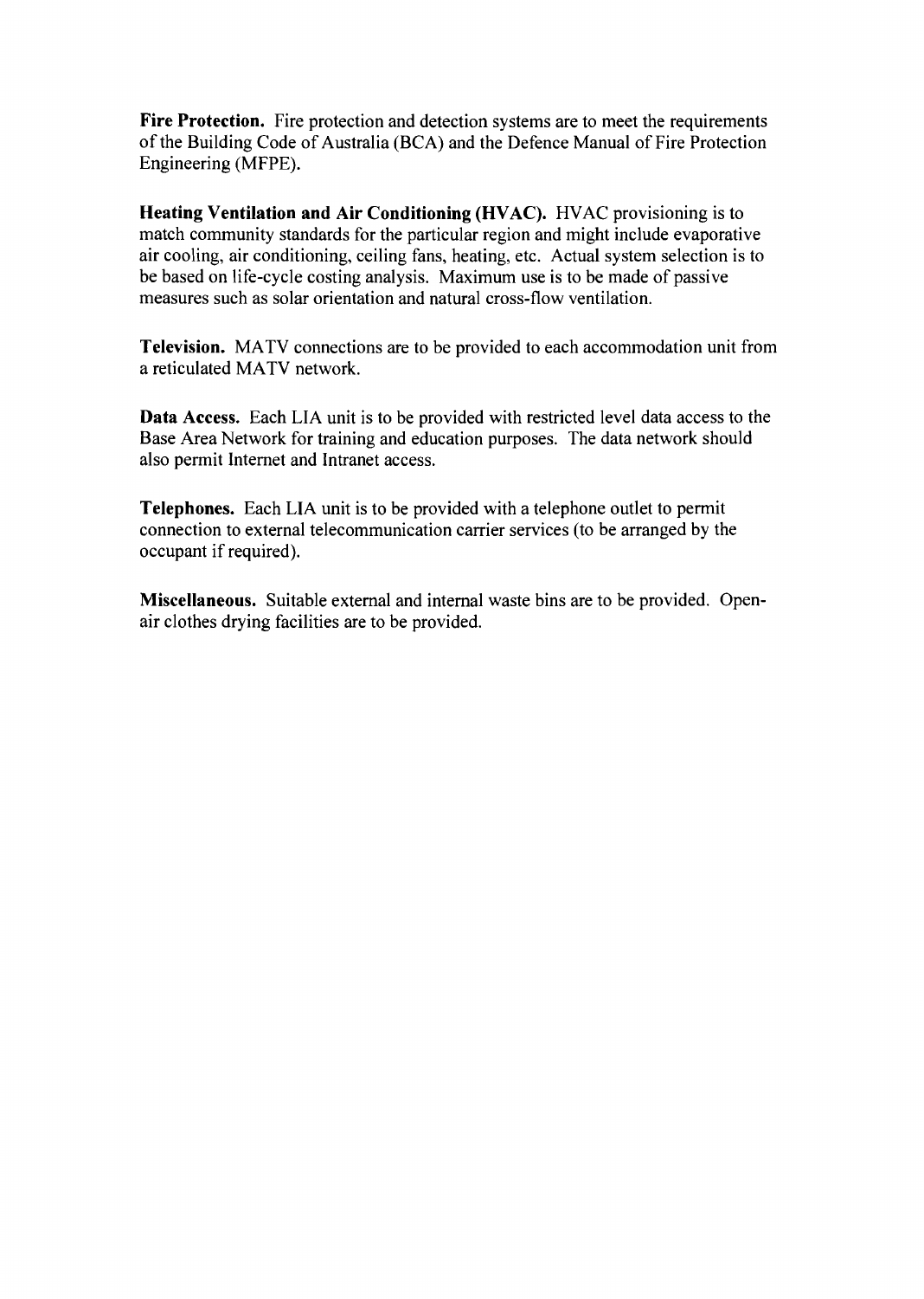**Fire Protection.** Fire protection and detection systems are to meet the requirements of the Building Code of Australia (BCA) and the Defence Manual of Fire Protection Engineering (MFPE).

**Heating Ventilation and Air Conditioning (HVAC).** HVAC provisioning is to match community standards for the particular region and might include evaporative air cooling, air conditioning, ceiling fans, heating, etc. Actual system selection is to be based on life-cycle costing analysis. Maximum use is to be made of passive measures such as solar orientation and natural cross-flow ventilation.

**Television.** MATV connections are to be provided to each accommodation unit from a reticulated MATV network.

**Data Access.** Each LIA unit is to be provided with restricted level data access to the Base Area Network for training and education purposes. The data network should also permit Internet and Intranet access.

**Telephones.** Each LIA unit is to be provided with a telephone outlet to permit connection to external telecommunication carrier services (to be arranged by the occupant if required).

**Miscellaneous.** Suitable external and internal waste bins are to be provided. Open-air clothes drying facilities are to be provided.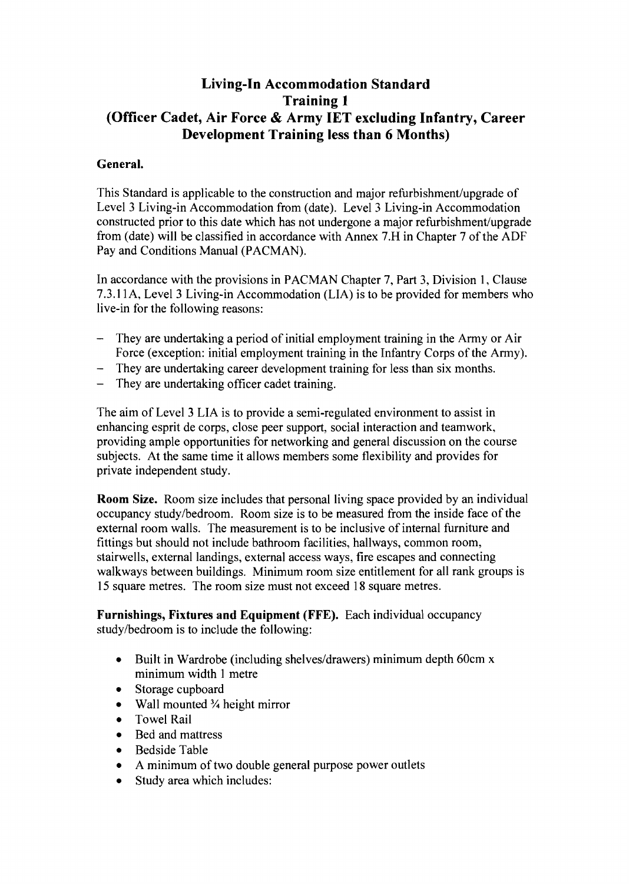# Living-In Accommodation Standard
# Training 1
# (Officer Cadet, Air Force & Army IET excluding Infantry, Career Development Training less than 6 Months)

**General.**

This Standard is applicable to the construction and major refurbishment/upgrade of Level 3 Living-in Accommodation from (date). Level 3 Living-in Accommodation constructed prior to this date which has not undergone a major refurbishment/upgrade from (date) will be classified in accordance with Annex 7.H in Chapter 7 of the ADF Pay and Conditions Manual (PACMAN).

In accordance with the provisions in PACMAN Chapter 7, Part 3, Division 1, Clause 7.3.11A, Level 3 Living-in Accommodation (LIA) is to be provided for members who live-in for the following reasons:

- They are undertaking a period of initial employment training in the Army or Air Force (exception: initial employment training in the Infantry Corps of the Army).
- They are undertaking career development training for less than six months.
- They are undertaking officer cadet training.

The aim of Level 3 LIA is to provide a semi-regulated environment to assist in enhancing esprit de corps, close peer support, social interaction and teamwork, providing ample opportunities for networking and general discussion on the course subjects. At the same time it allows members some flexibility and provides for private independent study.

**Room Size.** Room size includes that personal living space provided by an individual occupancy study/bedroom. Room size is to be measured from the inside face of the external room walls. The measurement is to be inclusive of internal furniture and fittings but should not include bathroom facilities, hallways, common room, stairwells, external landings, external access ways, fire escapes and connecting walkways between buildings. Minimum room size entitlement for all rank groups is 15 square metres. The room size must not exceed 18 square metres.

**Furnishings, Fixtures and Equipment (FFE).** Each individual occupancy study/bedroom is to include the following:

- Built in Wardrobe (including shelves/drawers) minimum depth 60cm x minimum width 1 metre
- Storage cupboard
- Wall mounted ¾ height mirror
- Towel Rail
- Bed and mattress
- Bedside Table
- A minimum of two double general purpose power outlets
- Study area which includes: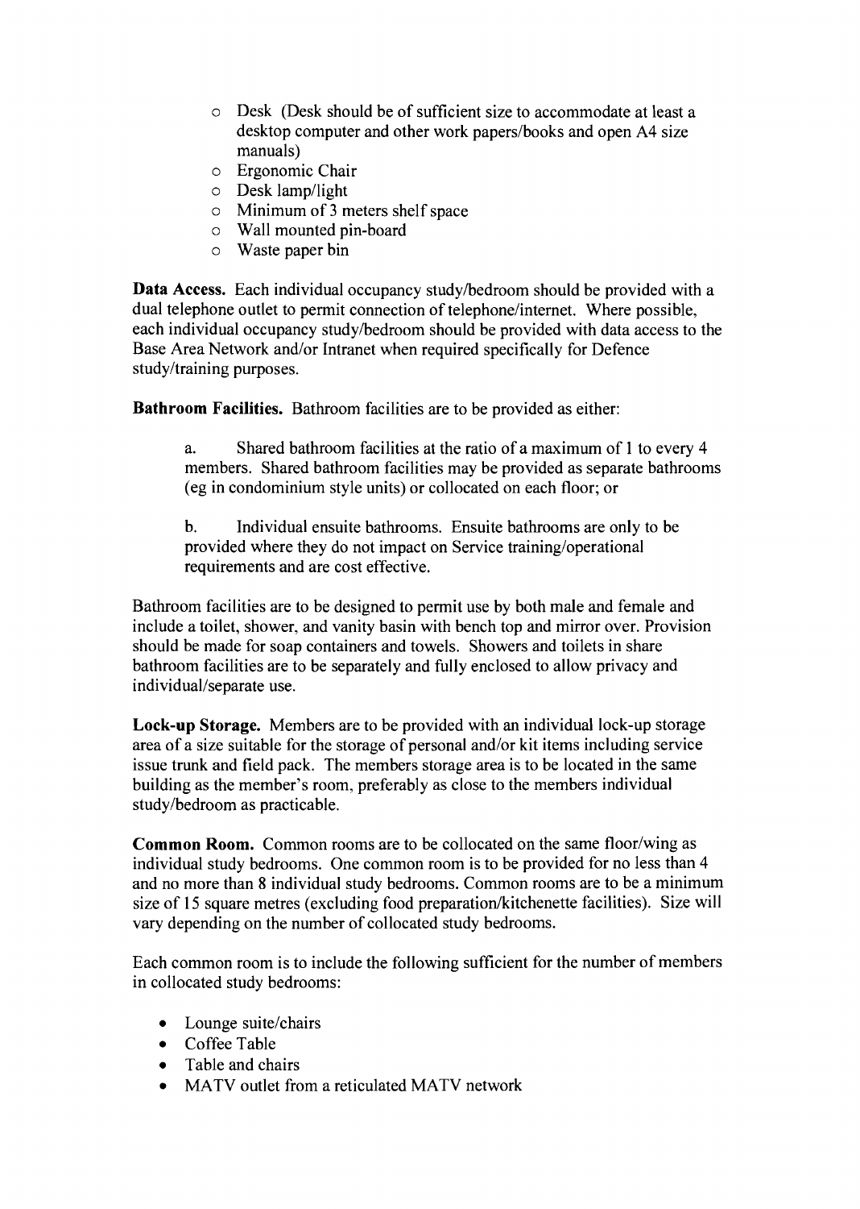- Desk (Desk should be of sufficient size to accommodate at least a desktop computer and other work papers/books and open A4 size manuals)
- Ergonomic Chair
- Desk lamp/light
- Minimum of 3 meters shelf space
- Wall mounted pin-board
- Waste paper bin

**Data Access.** Each individual occupancy study/bedroom should be provided with a dual telephone outlet to permit connection of telephone/internet. Where possible, each individual occupancy study/bedroom should be provided with data access to the Base Area Network and/or Intranet when required specifically for Defence study/training purposes.

**Bathroom Facilities.** Bathroom facilities are to be provided as either:

a. Shared bathroom facilities at the ratio of a maximum of 1 to every 4 members. Shared bathroom facilities may be provided as separate bathrooms (eg in condominium style units) or collocated on each floor; or

b. Individual ensuite bathrooms. Ensuite bathrooms are only to be provided where they do not impact on Service training/operational requirements and are cost effective.

Bathroom facilities are to be designed to permit use by both male and female and include a toilet, shower, and vanity basin with bench top and mirror over. Provision should be made for soap containers and towels. Showers and toilets in share bathroom facilities are to be separately and fully enclosed to allow privacy and individual/separate use.

**Lock-up Storage.** Members are to be provided with an individual lock-up storage area of a size suitable for the storage of personal and/or kit items including service issue trunk and field pack. The members storage area is to be located in the same building as the member's room, preferably as close to the members individual study/bedroom as practicable.

**Common Room.** Common rooms are to be collocated on the same floor/wing as individual study bedrooms. One common room is to be provided for no less than 4 and no more than 8 individual study bedrooms. Common rooms are to be a minimum size of 15 square metres (excluding food preparation/kitchenette facilities). Size will vary depending on the number of collocated study bedrooms.

Each common room is to include the following sufficient for the number of members in collocated study bedrooms:

- Lounge suite/chairs
- Coffee Table
- Table and chairs
- MATV outlet from a reticulated MATV network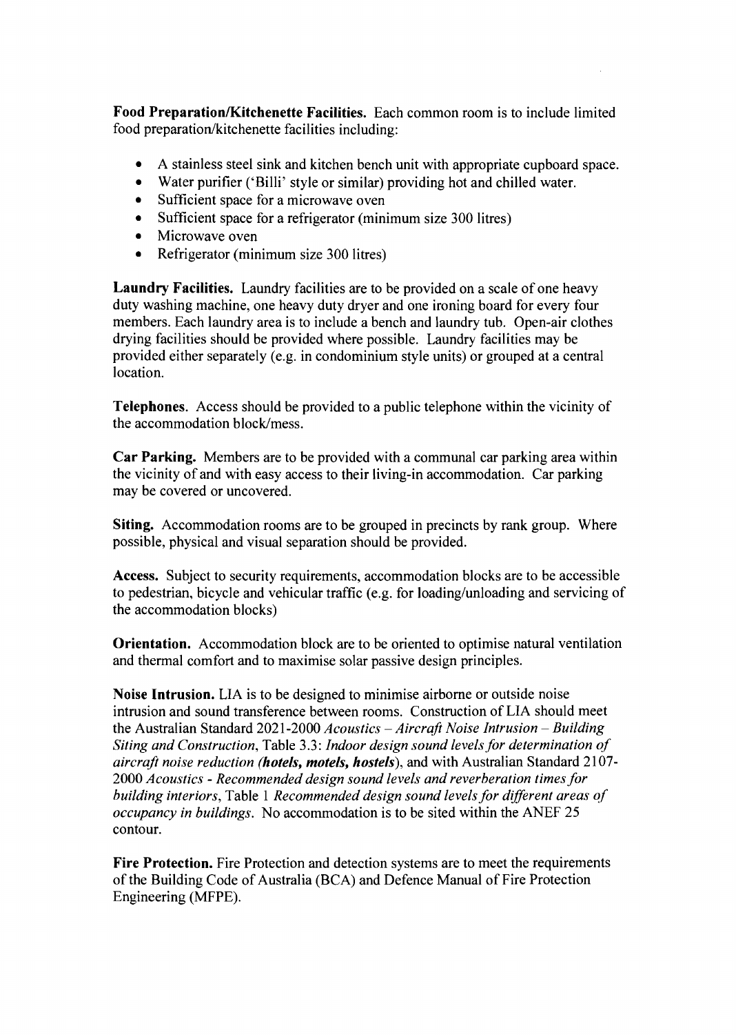**Food Preparation/Kitchenette Facilities.** Each common room is to include limited food preparation/kitchenette facilities including:

- A stainless steel sink and kitchen bench unit with appropriate cupboard space.
- Water purifier ('Billi' style or similar) providing hot and chilled water.
- Sufficient space for a microwave oven
- Sufficient space for a refrigerator (minimum size 300 litres)
- Microwave oven
- Refrigerator (minimum size 300 litres)

**Laundry Facilities.** Laundry facilities are to be provided on a scale of one heavy duty washing machine, one heavy duty dryer and one ironing board for every four members. Each laundry area is to include a bench and laundry tub. Open-air clothes drying facilities should be provided where possible. Laundry facilities may be provided either separately (e.g. in condominium style units) or grouped at a central location.

**Telephones.** Access should be provided to a public telephone within the vicinity of the accommodation block/mess.

**Car Parking.** Members are to be provided with a communal car parking area within the vicinity of and with easy access to their living-in accommodation. Car parking may be covered or uncovered.

**Siting.** Accommodation rooms are to be grouped in precincts by rank group. Where possible, physical and visual separation should be provided.

**Access.** Subject to security requirements, accommodation blocks are to be accessible to pedestrian, bicycle and vehicular traffic (e.g. for loading/unloading and servicing of the accommodation blocks)

**Orientation.** Accommodation block are to be oriented to optimise natural ventilation and thermal comfort and to maximise solar passive design principles.

**Noise Intrusion.** LIA is to be designed to minimise airborne or outside noise intrusion and sound transference between rooms. Construction of LIA should meet the Australian Standard 2021-2000 *Acoustics – Aircraft Noise Intrusion – Building Siting and Construction*, Table 3.3: *Indoor design sound levels for determination of aircraft noise reduction **(hotels, motels, hostels)***, and with Australian Standard 2107-2000 *Acoustics - Recommended design sound levels and reverberation times for building interiors*, Table 1 *Recommended design sound levels for different areas of occupancy in buildings*. No accommodation is to be sited within the ANEF 25 contour.

**Fire Protection.** Fire Protection and detection systems are to meet the requirements of the Building Code of Australia (BCA) and Defence Manual of Fire Protection Engineering (MFPE).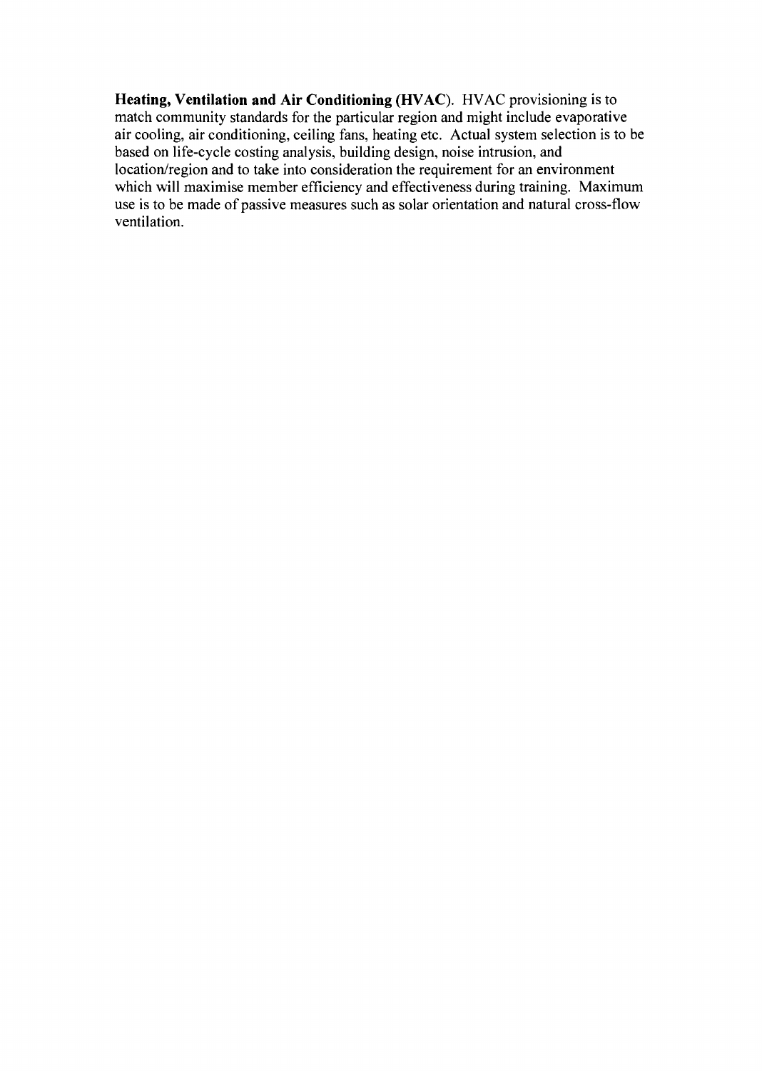**Heating, Ventilation and Air Conditioning (HVAC).** HVAC provisioning is to match community standards for the particular region and might include evaporative air cooling, air conditioning, ceiling fans, heating etc. Actual system selection is to be based on life-cycle costing analysis, building design, noise intrusion, and location/region and to take into consideration the requirement for an environment which will maximise member efficiency and effectiveness during training. Maximum use is to be made of passive measures such as solar orientation and natural cross-flow ventilation.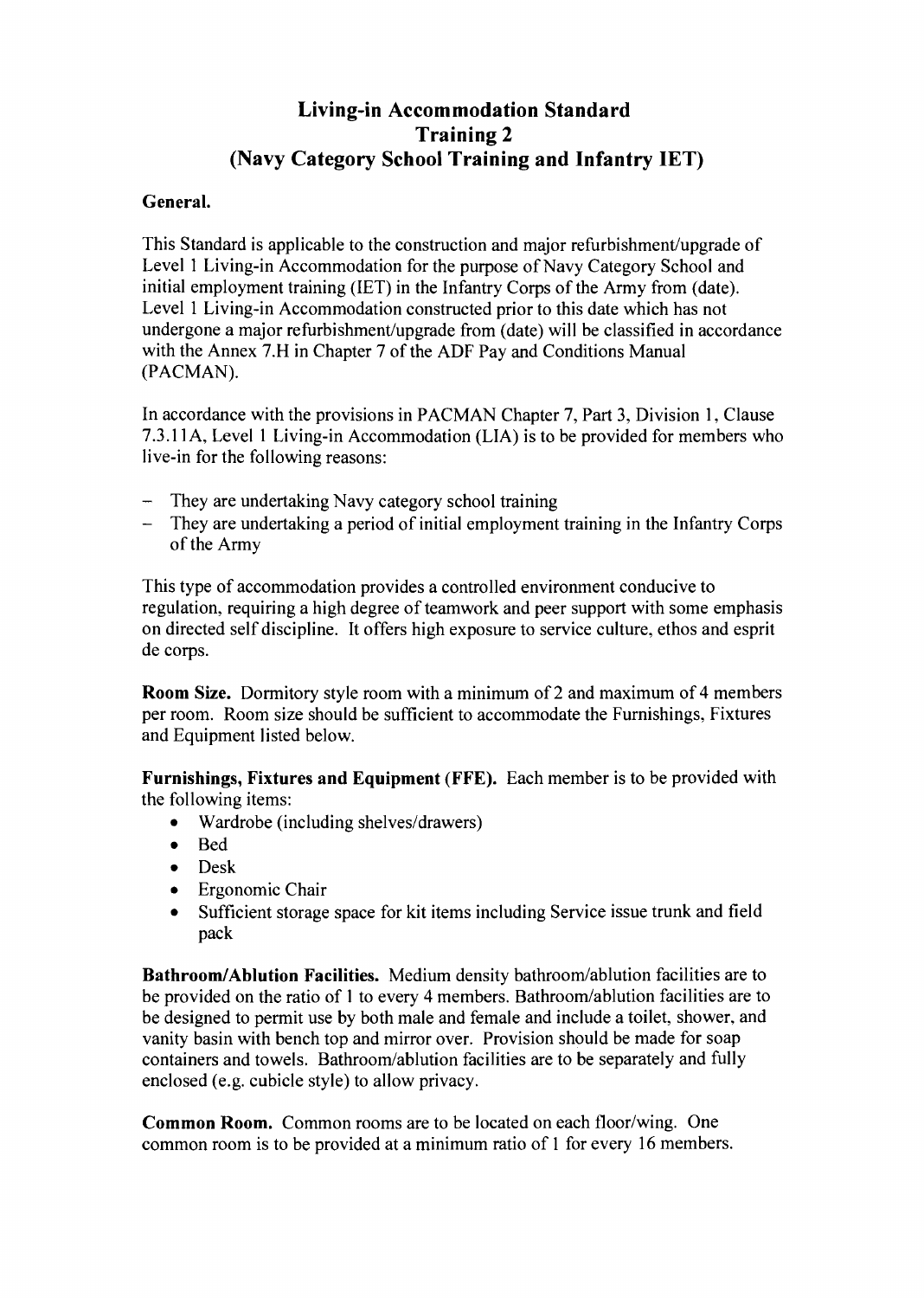# Living-in Accommodation Standard
# Training 2
# (Navy Category School Training and Infantry IET)

**General.**

This Standard is applicable to the construction and major refurbishment/upgrade of Level 1 Living-in Accommodation for the purpose of Navy Category School and initial employment training (IET) in the Infantry Corps of the Army from (date). Level 1 Living-in Accommodation constructed prior to this date which has not undergone a major refurbishment/upgrade from (date) will be classified in accordance with the Annex 7.H in Chapter 7 of the ADF Pay and Conditions Manual (PACMAN).

In accordance with the provisions in PACMAN Chapter 7, Part 3, Division 1, Clause 7.3.11A, Level 1 Living-in Accommodation (LIA) is to be provided for members who live-in for the following reasons:

- They are undertaking Navy category school training
- They are undertaking a period of initial employment training in the Infantry Corps of the Army

This type of accommodation provides a controlled environment conducive to regulation, requiring a high degree of teamwork and peer support with some emphasis on directed self discipline. It offers high exposure to service culture, ethos and esprit de corps.

**Room Size.** Dormitory style room with a minimum of 2 and maximum of 4 members per room. Room size should be sufficient to accommodate the Furnishings, Fixtures and Equipment listed below.

**Furnishings, Fixtures and Equipment (FFE).** Each member is to be provided with the following items:

- Wardrobe (including shelves/drawers)
- Bed
- Desk
- Ergonomic Chair
- Sufficient storage space for kit items including Service issue trunk and field pack

**Bathroom/Ablution Facilities.** Medium density bathroom/ablution facilities are to be provided on the ratio of 1 to every 4 members. Bathroom/ablution facilities are to be designed to permit use by both male and female and include a toilet, shower, and vanity basin with bench top and mirror over. Provision should be made for soap containers and towels. Bathroom/ablution facilities are to be separately and fully enclosed (e.g. cubicle style) to allow privacy.

**Common Room.** Common rooms are to be located on each floor/wing. One common room is to be provided at a minimum ratio of 1 for every 16 members.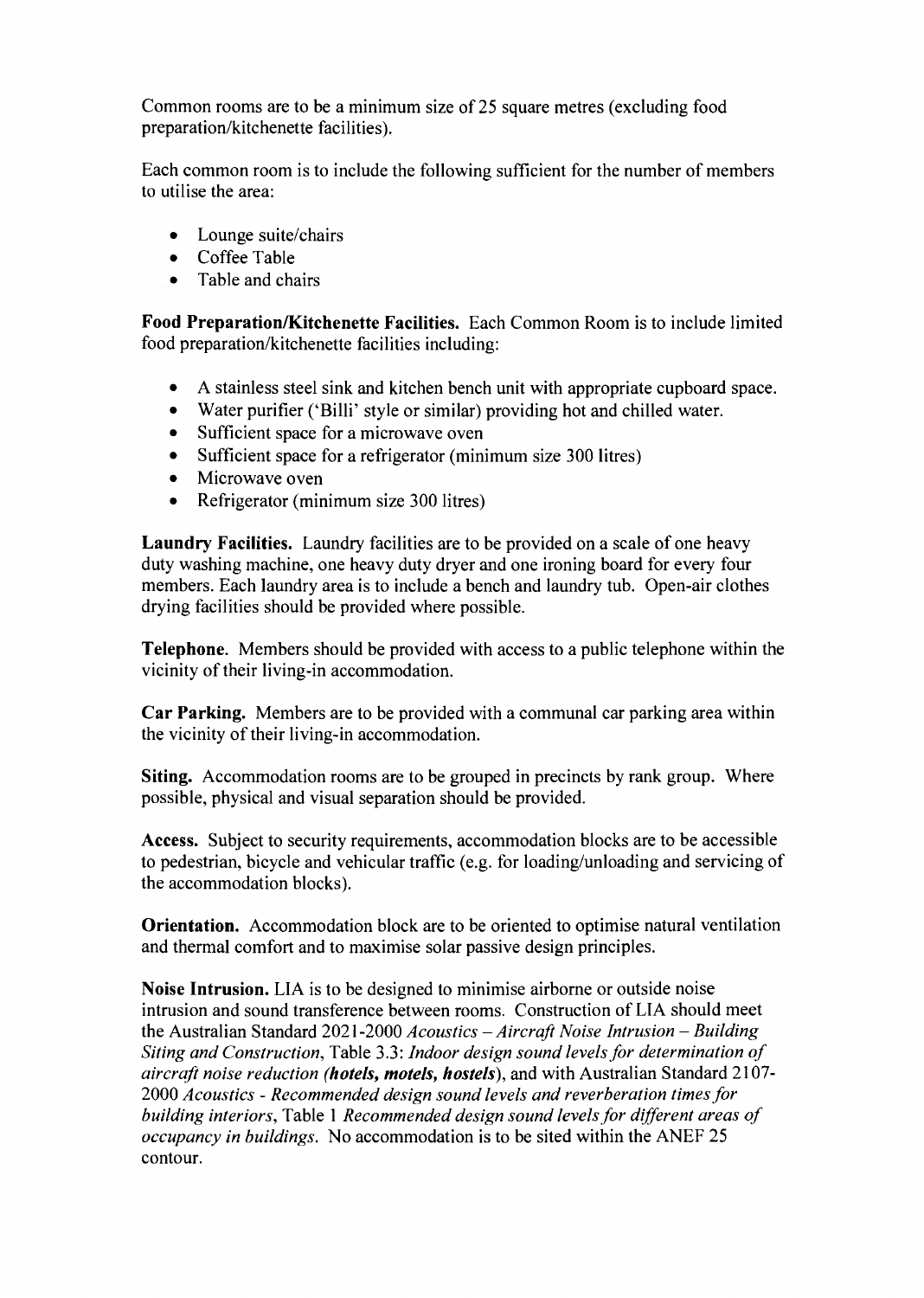Common rooms are to be a minimum size of 25 square metres (excluding food preparation/kitchenette facilities).

Each common room is to include the following sufficient for the number of members to utilise the area:

- Lounge suite/chairs
- Coffee Table
- Table and chairs

**Food Preparation/Kitchenette Facilities.** Each Common Room is to include limited food preparation/kitchenette facilities including:

- A stainless steel sink and kitchen bench unit with appropriate cupboard space.
- Water purifier ('Billi' style or similar) providing hot and chilled water.
- Sufficient space for a microwave oven
- Sufficient space for a refrigerator (minimum size 300 litres)
- Microwave oven
- Refrigerator (minimum size 300 litres)

**Laundry Facilities.** Laundry facilities are to be provided on a scale of one heavy duty washing machine, one heavy duty dryer and one ironing board for every four members. Each laundry area is to include a bench and laundry tub. Open-air clothes drying facilities should be provided where possible.

**Telephone.** Members should be provided with access to a public telephone within the vicinity of their living-in accommodation.

**Car Parking.** Members are to be provided with a communal car parking area within the vicinity of their living-in accommodation.

**Siting.** Accommodation rooms are to be grouped in precincts by rank group. Where possible, physical and visual separation should be provided.

**Access.** Subject to security requirements, accommodation blocks are to be accessible to pedestrian, bicycle and vehicular traffic (e.g. for loading/unloading and servicing of the accommodation blocks).

**Orientation.** Accommodation block are to be oriented to optimise natural ventilation and thermal comfort and to maximise solar passive design principles.

**Noise Intrusion.** LIA is to be designed to minimise airborne or outside noise intrusion and sound transference between rooms. Construction of LIA should meet the Australian Standard 2021-2000 *Acoustics – Aircraft Noise Intrusion – Building Siting and Construction*, Table 3.3: *Indoor design sound levels for determination of aircraft noise reduction (**hotels, motels, hostels**)*, and with Australian Standard 2107-2000 *Acoustics - Recommended design sound levels and reverberation times for building interiors*, Table 1 *Recommended design sound levels for different areas of occupancy in buildings*. No accommodation is to be sited within the ANEF 25 contour.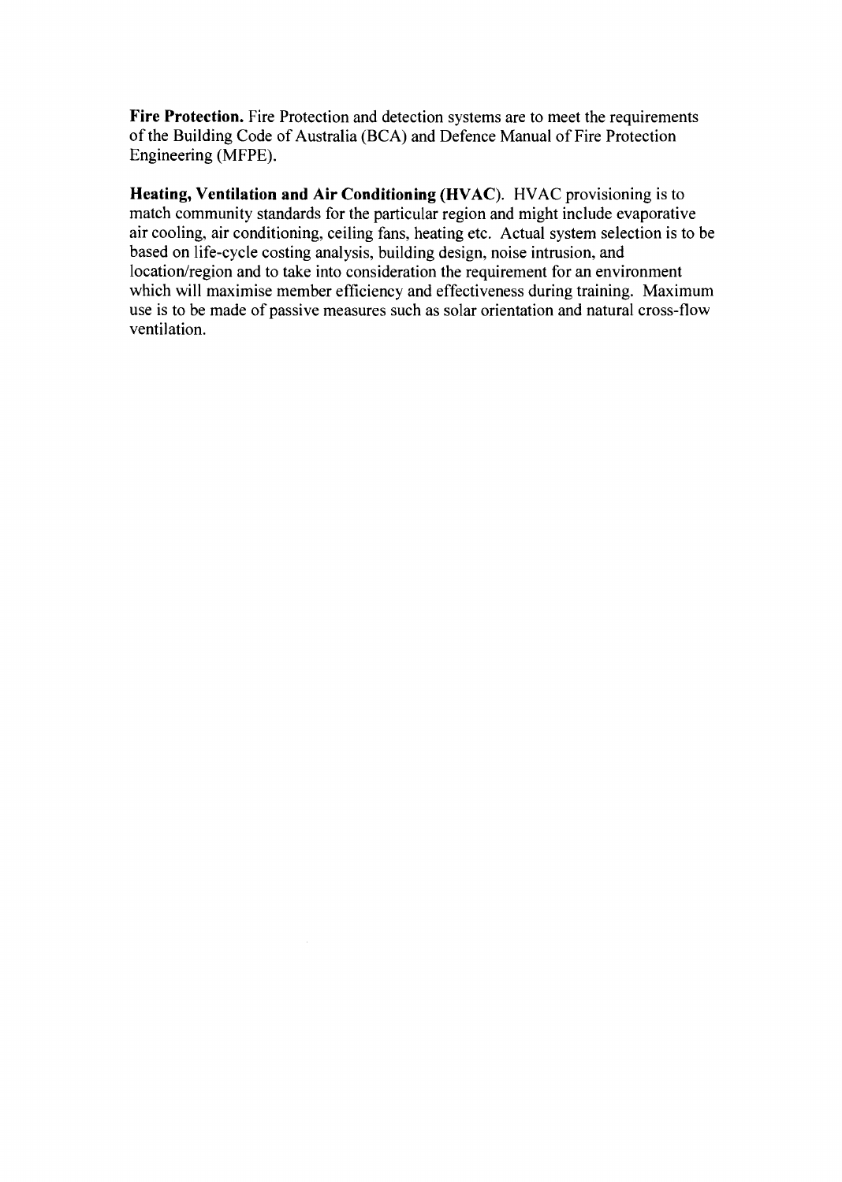**Fire Protection.** Fire Protection and detection systems are to meet the requirements of the Building Code of Australia (BCA) and Defence Manual of Fire Protection Engineering (MFPE).

**Heating, Ventilation and Air Conditioning (HVAC).** HVAC provisioning is to match community standards for the particular region and might include evaporative air cooling, air conditioning, ceiling fans, heating etc. Actual system selection is to be based on life-cycle costing analysis, building design, noise intrusion, and location/region and to take into consideration the requirement for an environment which will maximise member efficiency and effectiveness during training. Maximum use is to be made of passive measures such as solar orientation and natural cross-flow ventilation.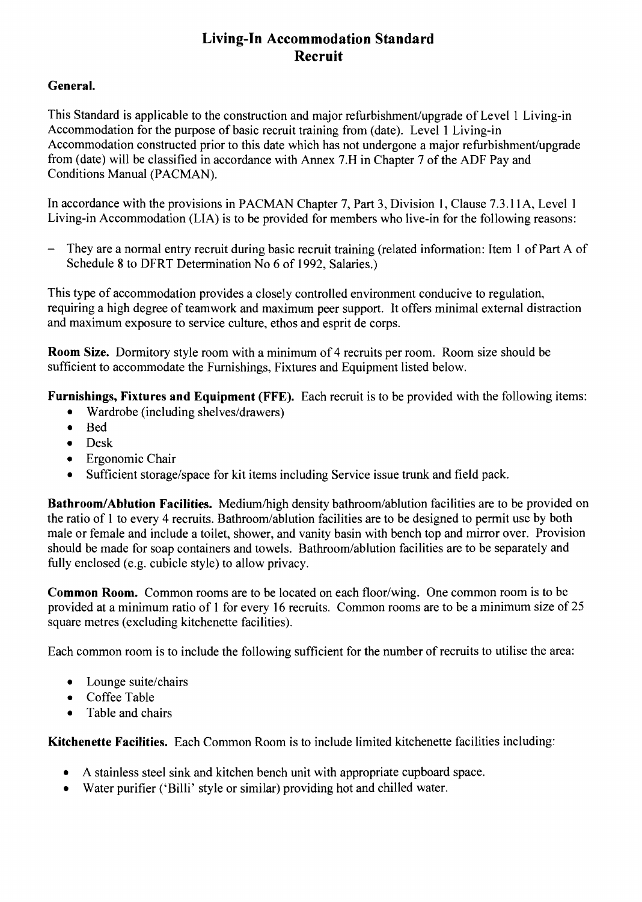# Living-In Accommodation Standard
## Recruit

**General.**

This Standard is applicable to the construction and major refurbishment/upgrade of Level 1 Living-in Accommodation for the purpose of basic recruit training from (date). Level 1 Living-in Accommodation constructed prior to this date which has not undergone a major refurbishment/upgrade from (date) will be classified in accordance with Annex 7.H in Chapter 7 of the ADF Pay and Conditions Manual (PACMAN).

In accordance with the provisions in PACMAN Chapter 7, Part 3, Division 1, Clause 7.3.11A, Level 1 Living-in Accommodation (LIA) is to be provided for members who live-in for the following reasons:

- They are a normal entry recruit during basic recruit training (related information: Item 1 of Part A of Schedule 8 to DFRT Determination No 6 of 1992, Salaries.)

This type of accommodation provides a closely controlled environment conducive to regulation, requiring a high degree of teamwork and maximum peer support. It offers minimal external distraction and maximum exposure to service culture, ethos and esprit de corps.

**Room Size.** Dormitory style room with a minimum of 4 recruits per room. Room size should be sufficient to accommodate the Furnishings, Fixtures and Equipment listed below.

**Furnishings, Fixtures and Equipment (FFE).** Each recruit is to be provided with the following items:

- Wardrobe (including shelves/drawers)
- Bed
- Desk
- Ergonomic Chair
- Sufficient storage/space for kit items including Service issue trunk and field pack.

**Bathroom/Ablution Facilities.** Medium/high density bathroom/ablution facilities are to be provided on the ratio of 1 to every 4 recruits. Bathroom/ablution facilities are to be designed to permit use by both male or female and include a toilet, shower, and vanity basin with bench top and mirror over. Provision should be made for soap containers and towels. Bathroom/ablution facilities are to be separately and fully enclosed (e.g. cubicle style) to allow privacy.

**Common Room.** Common rooms are to be located on each floor/wing. One common room is to be provided at a minimum ratio of 1 for every 16 recruits. Common rooms are to be a minimum size of 25 square metres (excluding kitchenette facilities).

Each common room is to include the following sufficient for the number of recruits to utilise the area:

- Lounge suite/chairs
- Coffee Table
- Table and chairs

**Kitchenette Facilities.** Each Common Room is to include limited kitchenette facilities including:

- A stainless steel sink and kitchen bench unit with appropriate cupboard space.
- Water purifier ('Billi' style or similar) providing hot and chilled water.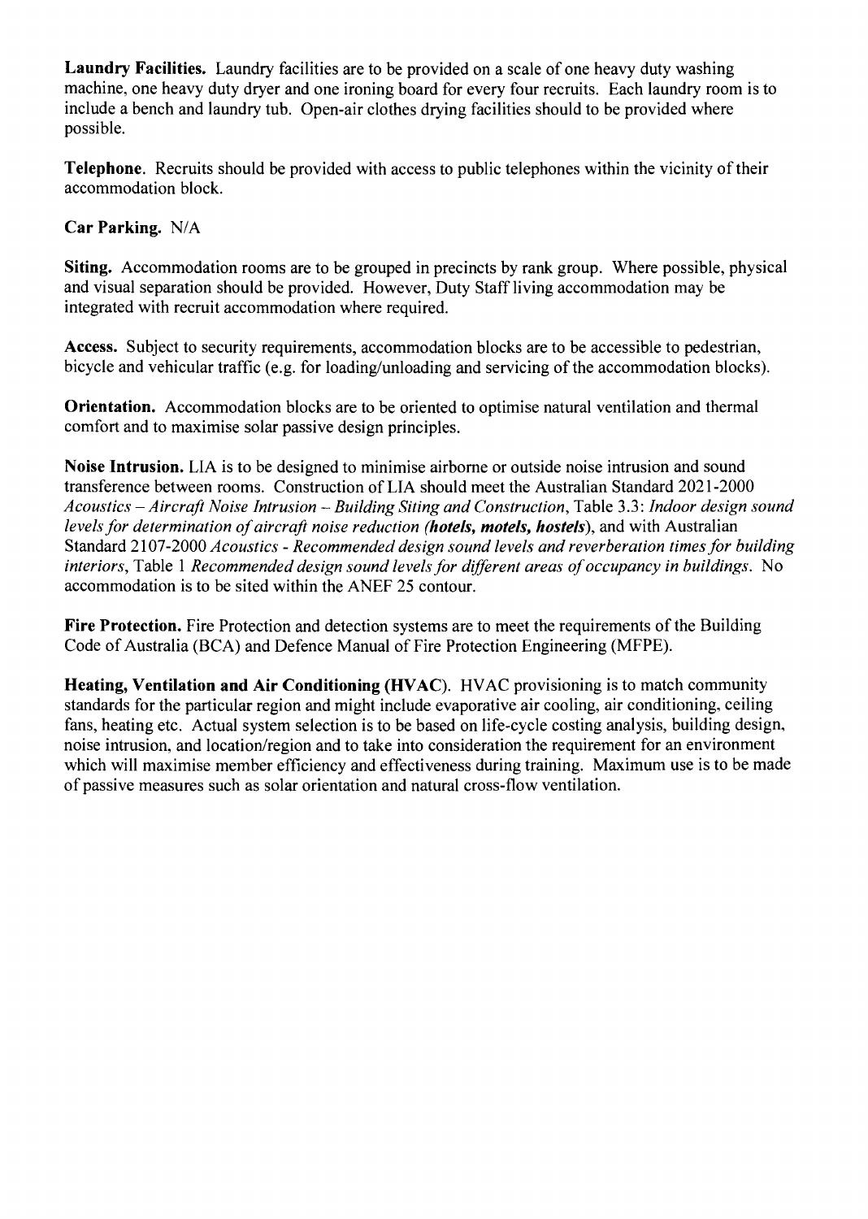**Laundry Facilities.** Laundry facilities are to be provided on a scale of one heavy duty washing machine, one heavy duty dryer and one ironing board for every four recruits. Each laundry room is to include a bench and laundry tub. Open-air clothes drying facilities should to be provided where possible.

**Telephone**. Recruits should be provided with access to public telephones within the vicinity of their accommodation block.

**Car Parking.** N/A

**Siting.** Accommodation rooms are to be grouped in precincts by rank group. Where possible, physical and visual separation should be provided. However, Duty Staff living accommodation may be integrated with recruit accommodation where required.

**Access.** Subject to security requirements, accommodation blocks are to be accessible to pedestrian, bicycle and vehicular traffic (e.g. for loading/unloading and servicing of the accommodation blocks).

**Orientation.** Accommodation blocks are to be oriented to optimise natural ventilation and thermal comfort and to maximise solar passive design principles.

**Noise Intrusion.** LIA is to be designed to minimise airborne or outside noise intrusion and sound transference between rooms. Construction of LIA should meet the Australian Standard 2021-2000 *Acoustics – Aircraft Noise Intrusion – Building Siting and Construction*, Table 3.3: *Indoor design sound levels for determination of aircraft noise reduction* (***hotels, motels, hostels***), and with Australian Standard 2107-2000 *Acoustics - Recommended design sound levels and reverberation times for building interiors*, Table 1 *Recommended design sound levels for different areas of occupancy in buildings*. No accommodation is to be sited within the ANEF 25 contour.

**Fire Protection.** Fire Protection and detection systems are to meet the requirements of the Building Code of Australia (BCA) and Defence Manual of Fire Protection Engineering (MFPE).

**Heating, Ventilation and Air Conditioning (HVAC)**. HVAC provisioning is to match community standards for the particular region and might include evaporative air cooling, air conditioning, ceiling fans, heating etc. Actual system selection is to be based on life-cycle costing analysis, building design, noise intrusion, and location/region and to take into consideration the requirement for an environment which will maximise member efficiency and effectiveness during training. Maximum use is to be made of passive measures such as solar orientation and natural cross-flow ventilation.